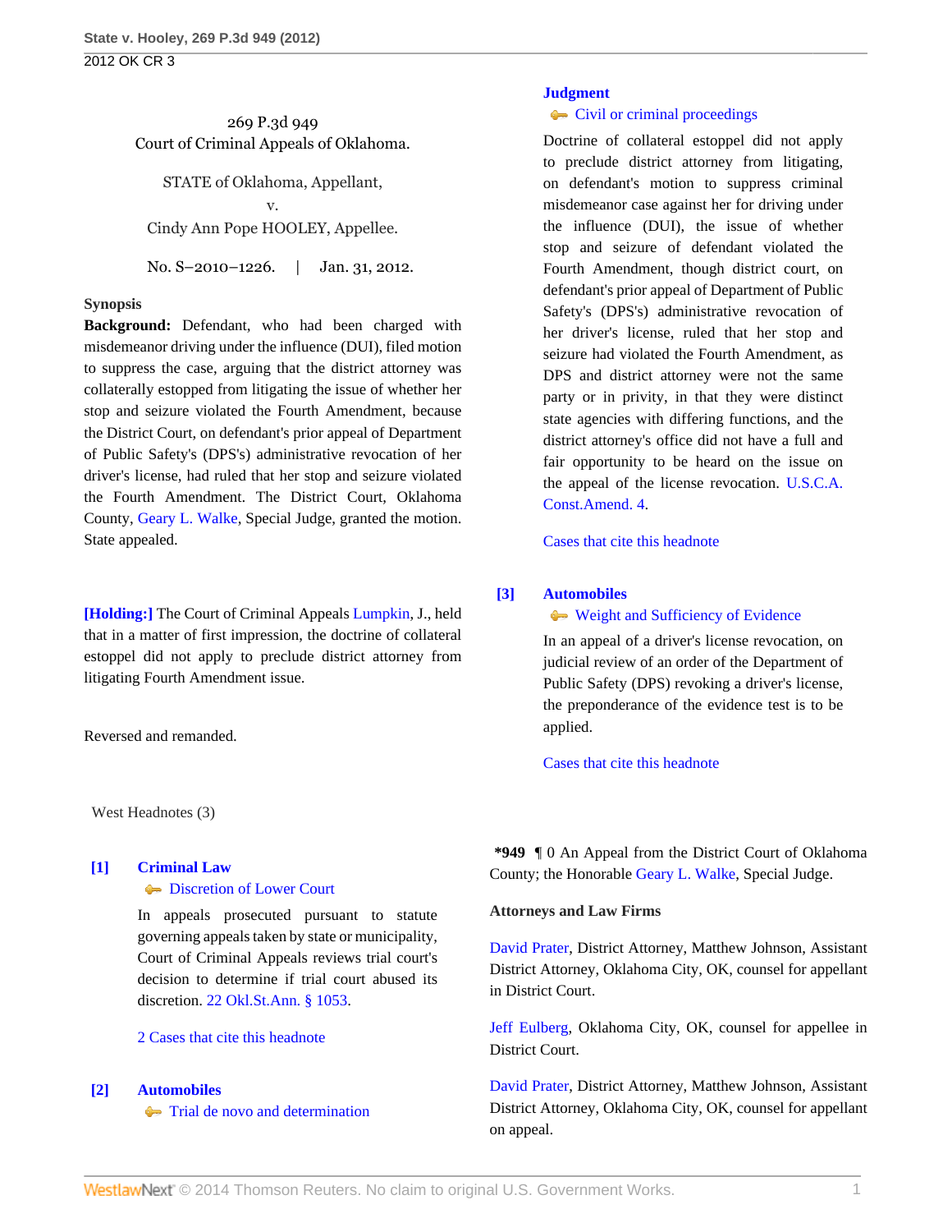269 P.3d 949
Court of Criminal Appeals of Oklahoma.

STATE of Oklahoma, Appellant,
v.
Cindy Ann Pope HOOLEY, Appellee.

No. S–2010–1226. | Jan. 31, 2012.

### Synopsis

**Background:** Defendant, who had been charged with misdemeanor driving under the influence (DUI), filed motion to suppress the case, arguing that the district attorney was collaterally estopped from litigating the issue of whether her stop and seizure violated the Fourth Amendment, because the District Court, on defendant's prior appeal of Department of Public Safety's (DPS's) administrative revocation of her driver's license, had ruled that her stop and seizure violated the Fourth Amendment. The District Court, Oklahoma County, Geary L. Walke, Special Judge, granted the motion. State appealed.

**[Holding:]** The Court of Criminal Appeals Lumpkin, J., held that in a matter of first impression, the doctrine of collateral estoppel did not apply to preclude district attorney from litigating Fourth Amendment issue.

Reversed and remanded.

West Headnotes (3)

**[1] Criminal Law**
Discretion of Lower Court

In appeals prosecuted pursuant to statute governing appeals taken by state or municipality, Court of Criminal Appeals reviews trial court's decision to determine if trial court abused its discretion. 22 Okl.St.Ann. § 1053.

2 Cases that cite this headnote

**[2] Automobiles**
Trial de novo and determination

**Judgment**
Civil or criminal proceedings

Doctrine of collateral estoppel did not apply to preclude district attorney from litigating, on defendant's motion to suppress criminal misdemeanor case against her for driving under the influence (DUI), the issue of whether stop and seizure of defendant violated the Fourth Amendment, though district court, on defendant's prior appeal of Department of Public Safety's (DPS's) administrative revocation of her driver's license, ruled that her stop and seizure had violated the Fourth Amendment, as DPS and district attorney were not the same party or in privity, in that they were distinct state agencies with differing functions, and the district attorney's office did not have a full and fair opportunity to be heard on the issue on the appeal of the license revocation. U.S.C.A. Const.Amend. 4.

Cases that cite this headnote

**[3] Automobiles**
Weight and Sufficiency of Evidence

In an appeal of a driver's license revocation, on judicial review of an order of the Department of Public Safety (DPS) revoking a driver's license, the preponderance of the evidence test is to be applied.

Cases that cite this headnote

**\*949** ¶ 0 An Appeal from the District Court of Oklahoma County; the Honorable Geary L. Walke, Special Judge.

### Attorneys and Law Firms

David Prater, District Attorney, Matthew Johnson, Assistant District Attorney, Oklahoma City, OK, counsel for appellant in District Court.

Jeff Eulberg, Oklahoma City, OK, counsel for appellee in District Court.

David Prater, District Attorney, Matthew Johnson, Assistant District Attorney, Oklahoma City, OK, counsel for appellant on appeal.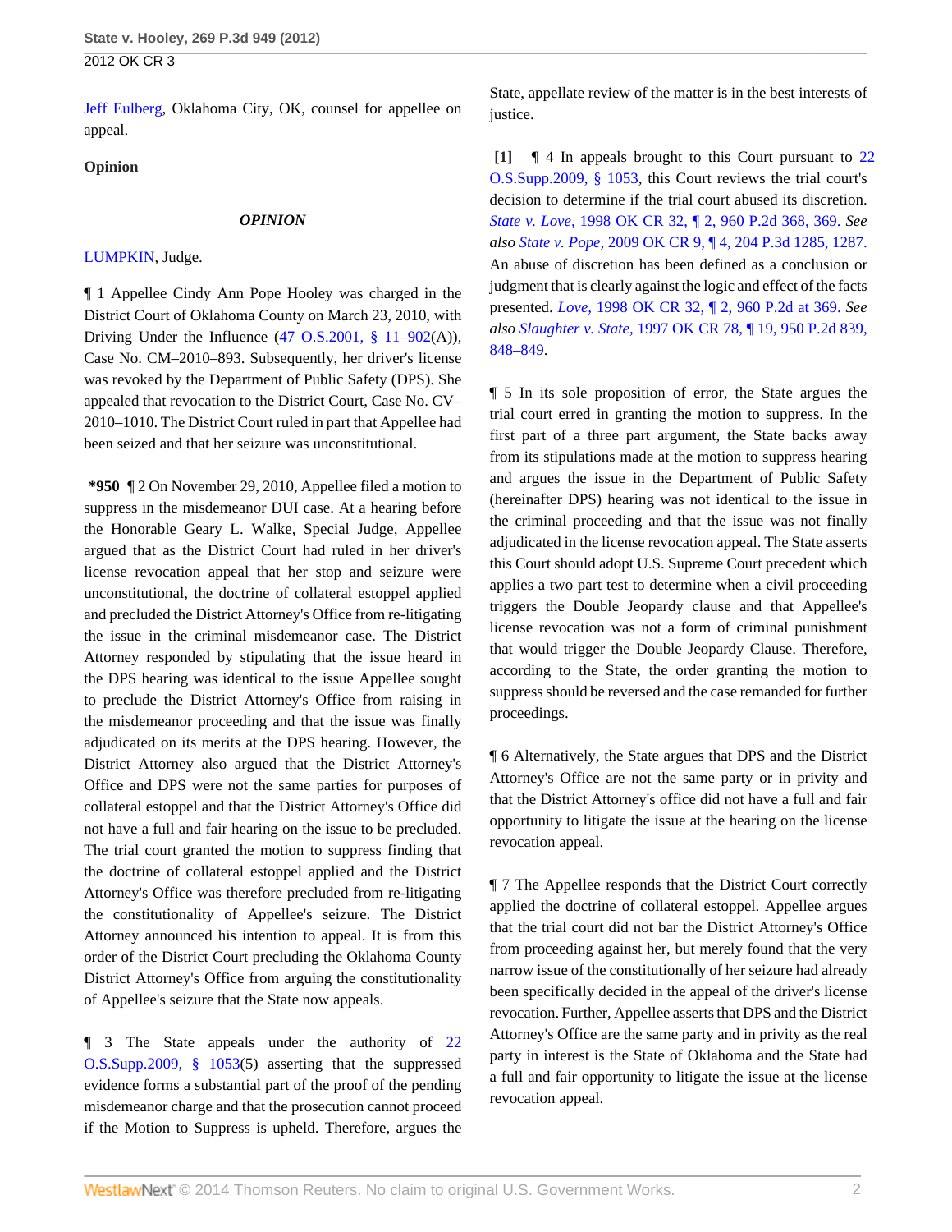Jeff Eulberg, Oklahoma City, OK, counsel for appellee on appeal.

**Opinion**

***OPINION***

LUMPKIN, Judge.

¶ 1 Appellee Cindy Ann Pope Hooley was charged in the District Court of Oklahoma County on March 23, 2010, with Driving Under the Influence (47 O.S.2001, § 11–902(A)), Case No. CM–2010–893. Subsequently, her driver's license was revoked by the Department of Public Safety (DPS). She appealed that revocation to the District Court, Case No. CV–2010–1010. The District Court ruled in part that Appellee had been seized and that her seizure was unconstitutional.

**\*950** ¶ 2 On November 29, 2010, Appellee filed a motion to suppress in the misdemeanor DUI case. At a hearing before the Honorable Geary L. Walke, Special Judge, Appellee argued that as the District Court had ruled in her driver's license revocation appeal that her stop and seizure were unconstitutional, the doctrine of collateral estoppel applied and precluded the District Attorney's Office from re-litigating the issue in the criminal misdemeanor case. The District Attorney responded by stipulating that the issue heard in the DPS hearing was identical to the issue Appellee sought to preclude the District Attorney's Office from raising in the misdemeanor proceeding and that the issue was finally adjudicated on its merits at the DPS hearing. However, the District Attorney also argued that the District Attorney's Office and DPS were not the same parties for purposes of collateral estoppel and that the District Attorney's Office did not have a full and fair hearing on the issue to be precluded. The trial court granted the motion to suppress finding that the doctrine of collateral estoppel applied and the District Attorney's Office was therefore precluded from re-litigating the constitutionality of Appellee's seizure. The District Attorney announced his intention to appeal. It is from this order of the District Court precluding the Oklahoma County District Attorney's Office from arguing the constitutionality of Appellee's seizure that the State now appeals.

¶ 3 The State appeals under the authority of 22 O.S.Supp.2009, § 1053(5) asserting that the suppressed evidence forms a substantial part of the proof of the pending misdemeanor charge and that the prosecution cannot proceed if the Motion to Suppress is upheld. Therefore, argues the State, appellate review of the matter is in the best interests of justice.

**[1]** ¶ 4 In appeals brought to this Court pursuant to 22 O.S.Supp.2009, § 1053, this Court reviews the trial court's decision to determine if the trial court abused its discretion. *State v. Love,* 1998 OK CR 32, ¶ 2, 960 P.2d 368, 369. *See also State v. Pope,* 2009 OK CR 9, ¶ 4, 204 P.3d 1285, 1287. An abuse of discretion has been defined as a conclusion or judgment that is clearly against the logic and effect of the facts presented. *Love,* 1998 OK CR 32, ¶ 2, 960 P.2d at 369. *See also Slaughter v. State,* 1997 OK CR 78, ¶ 19, 950 P.2d 839, 848–849.

¶ 5 In its sole proposition of error, the State argues the trial court erred in granting the motion to suppress. In the first part of a three part argument, the State backs away from its stipulations made at the motion to suppress hearing and argues the issue in the Department of Public Safety (hereinafter DPS) hearing was not identical to the issue in the criminal proceeding and that the issue was not finally adjudicated in the license revocation appeal. The State asserts this Court should adopt U.S. Supreme Court precedent which applies a two part test to determine when a civil proceeding triggers the Double Jeopardy clause and that Appellee's license revocation was not a form of criminal punishment that would trigger the Double Jeopardy Clause. Therefore, according to the State, the order granting the motion to suppress should be reversed and the case remanded for further proceedings.

¶ 6 Alternatively, the State argues that DPS and the District Attorney's Office are not the same party or in privity and that the District Attorney's office did not have a full and fair opportunity to litigate the issue at the hearing on the license revocation appeal.

¶ 7 The Appellee responds that the District Court correctly applied the doctrine of collateral estoppel. Appellee argues that the trial court did not bar the District Attorney's Office from proceeding against her, but merely found that the very narrow issue of the constitutionally of her seizure had already been specifically decided in the appeal of the driver's license revocation. Further, Appellee asserts that DPS and the District Attorney's Office are the same party and in privity as the real party in interest is the State of Oklahoma and the State had a full and fair opportunity to litigate the issue at the license revocation appeal.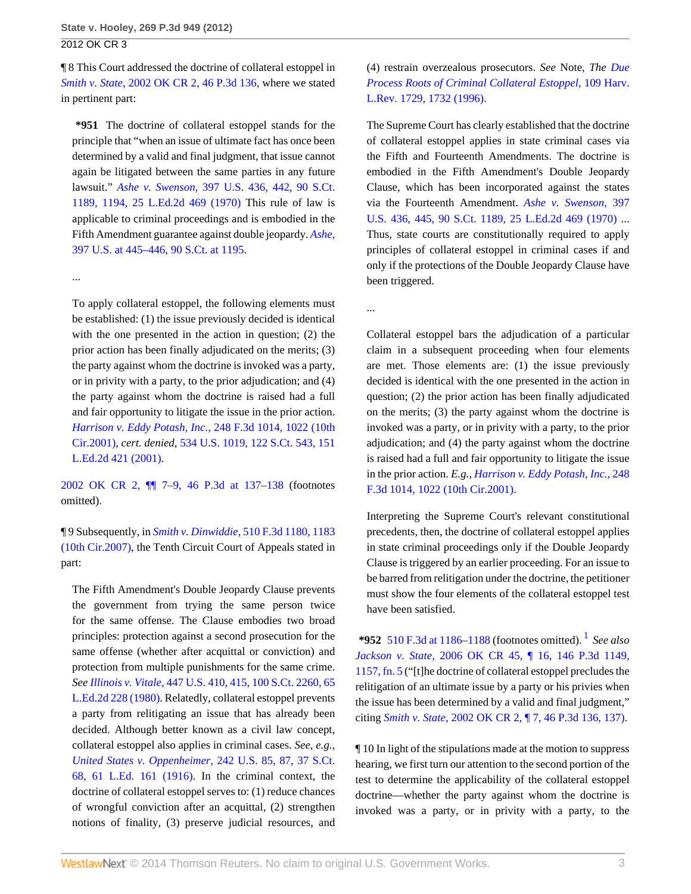¶ 8 This Court addressed the doctrine of collateral estoppel in *Smith v. State,* 2002 OK CR 2, 46 P.3d 136, where we stated in pertinent part:

> **\*951** The doctrine of collateral estoppel stands for the principle that "when an issue of ultimate fact has once been determined by a valid and final judgment, that issue cannot again be litigated between the same parties in any future lawsuit." *Ashe v. Swenson,* 397 U.S. 436, 442, 90 S.Ct. 1189, 1194, 25 L.Ed.2d 469 (1970) This rule of law is applicable to criminal proceedings and is embodied in the Fifth Amendment guarantee against double jeopardy. *Ashe,* 397 U.S. at 445–446, 90 S.Ct. at 1195.
>
> ...
>
> To apply collateral estoppel, the following elements must be established: (1) the issue previously decided is identical with the one presented in the action in question; (2) the prior action has been finally adjudicated on the merits; (3) the party against whom the doctrine is invoked was a party, or in privity with a party, to the prior adjudication; and (4) the party against whom the doctrine is raised had a full and fair opportunity to litigate the issue in the prior action. *Harrison v. Eddy Potash, Inc.,* 248 F.3d 1014, 1022 (10th Cir.2001), *cert. denied,* 534 U.S. 1019, 122 S.Ct. 543, 151 L.Ed.2d 421 (2001).

2002 OK CR 2, ¶¶ 7–9, 46 P.3d at 137–138 (footnotes omitted).

¶ 9 Subsequently, in *Smith v. Dinwiddie,* 510 F.3d 1180, 1183 (10th Cir.2007), the Tenth Circuit Court of Appeals stated in part:

> The Fifth Amendment's Double Jeopardy Clause prevents the government from trying the same person twice for the same offense. The Clause embodies two broad principles: protection against a second prosecution for the same offense (whether after acquittal or conviction) and protection from multiple punishments for the same crime. *See Illinois v. Vitale,* 447 U.S. 410, 415, 100 S.Ct. 2260, 65 L.Ed.2d 228 (1980). Relatedly, collateral estoppel prevents a party from relitigating an issue that has already been decided. Although better known as a civil law concept, collateral estoppel also applies in criminal cases. *See, e.g., United States v. Oppenheimer,* 242 U.S. 85, 87, 37 S.Ct. 68, 61 L.Ed. 161 (1916). In the criminal context, the doctrine of collateral estoppel serves to: (1) reduce chances of wrongful conviction after an acquittal, (2) strengthen notions of finality, (3) preserve judicial resources, and (4) restrain overzealous prosecutors. *See* Note, *The Due Process Roots of Criminal Collateral Estoppel,* 109 Harv. L.Rev. 1729, 1732 (1996).
>
> The Supreme Court has clearly established that the doctrine of collateral estoppel applies in state criminal cases via the Fifth and Fourteenth Amendments. The doctrine is embodied in the Fifth Amendment's Double Jeopardy Clause, which has been incorporated against the states via the Fourteenth Amendment. *Ashe v. Swenson,* 397 U.S. 436, 445, 90 S.Ct. 1189, 25 L.Ed.2d 469 (1970) ... Thus, state courts are constitutionally required to apply principles of collateral estoppel in criminal cases if and only if the protections of the Double Jeopardy Clause have been triggered.
>
> ...
>
> Collateral estoppel bars the adjudication of a particular claim in a subsequent proceeding when four elements are met. Those elements are: (1) the issue previously decided is identical with the one presented in the action in question; (2) the prior action has been finally adjudicated on the merits; (3) the party against whom the doctrine is invoked was a party, or in privity with a party, to the prior adjudication; and (4) the party against whom the doctrine is raised had a full and fair opportunity to litigate the issue in the prior action. *E.g., Harrison v. Eddy Potash, Inc.,* 248 F.3d 1014, 1022 (10th Cir.2001).
>
> Interpreting the Supreme Court's relevant constitutional precedents, then, the doctrine of collateral estoppel applies in state criminal proceedings only if the Double Jeopardy Clause is triggered by an earlier proceeding. For an issue to be barred from relitigation under the doctrine, the petitioner must show the four elements of the collateral estoppel test have been satisfied.

**\*952** 510 F.3d at 1186–1188 (footnotes omitted).[1] *See also Jackson v. State,* 2006 OK CR 45, ¶ 16, 146 P.3d 1149, 1157, fn. 5 ("[t]he doctrine of collateral estoppel precludes the relitigation of an ultimate issue by a party or his privies when the issue has been determined by a valid and final judgment," citing *Smith v. State,* 2002 OK CR 2, ¶ 7, 46 P.3d 136, 137).

¶ 10 In light of the stipulations made at the motion to suppress hearing, we first turn our attention to the second portion of the test to determine the applicability of the collateral estoppel doctrine—whether the party against whom the doctrine is invoked was a party, or in privity with a party, to the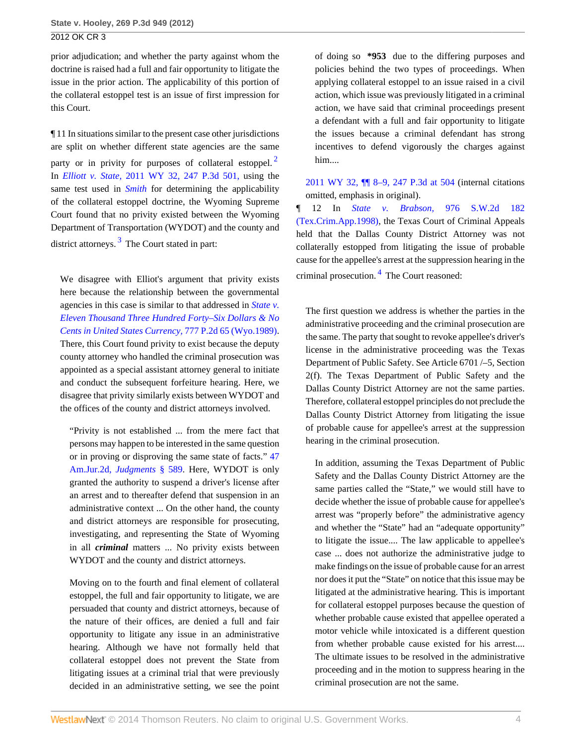prior adjudication; and whether the party against whom the doctrine is raised had a full and fair opportunity to litigate the issue in the prior action. The applicability of this portion of the collateral estoppel test is an issue of first impression for this Court.

¶ 11 In situations similar to the present case other jurisdictions are split on whether different state agencies are the same party or in privity for purposes of collateral estoppel.[2] In *Elliott v. State,* 2011 WY 32, 247 P.3d 501, using the same test used in *Smith* for determining the applicability of the collateral estoppel doctrine, the Wyoming Supreme Court found that no privity existed between the Wyoming Department of Transportation (WYDOT) and the county and district attorneys.[3] The Court stated in part:

> We disagree with Elliot's argument that privity exists here because the relationship between the governmental agencies in this case is similar to that addressed in *State v. Eleven Thousand Three Hundred Forty–Six Dollars & No Cents in United States Currency,* 777 P.2d 65 (Wyo.1989). There, this Court found privity to exist because the deputy county attorney who handled the criminal prosecution was appointed as a special assistant attorney general to initiate and conduct the subsequent forfeiture hearing. Here, we disagree that privity similarly exists between WYDOT and the offices of the county and district attorneys involved.
>
> > "Privity is not established ... from the mere fact that persons may happen to be interested in the same question or in proving or disproving the same state of facts." 47 Am.Jur.2d, *Judgments* § 589. Here, WYDOT is only granted the authority to suspend a driver's license after an arrest and to thereafter defend that suspension in an administrative context ... On the other hand, the county and district attorneys are responsible for prosecuting, investigating, and representing the State of Wyoming in all ***criminal*** matters ... No privity exists between WYDOT and the county and district attorneys.
>
> Moving on to the fourth and final element of collateral estoppel, the full and fair opportunity to litigate, we are persuaded that county and district attorneys, because of the nature of their offices, are denied a full and fair opportunity to litigate any issue in an administrative hearing. Although we have not formally held that collateral estoppel does not prevent the State from litigating issues at a criminal trial that were previously decided in an administrative setting, we see the point of doing so **\*953** due to the differing purposes and policies behind the two types of proceedings. When applying collateral estoppel to an issue raised in a civil action, which issue was previously litigated in a criminal action, we have said that criminal proceedings present a defendant with a full and fair opportunity to litigate the issues because a criminal defendant has strong incentives to defend vigorously the charges against him....

2011 WY 32, ¶¶ 8–9, 247 P.3d at 504 (internal citations omitted, emphasis in original).

¶ 12 In *State v. Brabson,* 976 S.W.2d 182 (Tex.Crim.App.1998), the Texas Court of Criminal Appeals held that the Dallas County District Attorney was not collaterally estopped from litigating the issue of probable cause for the appellee's arrest at the suppression hearing in the criminal prosecution.[4] The Court reasoned:

> The first question we address is whether the parties in the administrative proceeding and the criminal prosecution are the same. The party that sought to revoke appellee's driver's license in the administrative proceeding was the Texas Department of Public Safety. See Article 6701 /–5, Section 2(f). The Texas Department of Public Safety and the Dallas County District Attorney are not the same parties. Therefore, collateral estoppel principles do not preclude the Dallas County District Attorney from litigating the issue of probable cause for appellee's arrest at the suppression hearing in the criminal prosecution.
>
> In addition, assuming the Texas Department of Public Safety and the Dallas County District Attorney are the same parties called the "State," we would still have to decide whether the issue of probable cause for appellee's arrest was "properly before" the administrative agency and whether the "State" had an "adequate opportunity" to litigate the issue.... The law applicable to appellee's case ... does not authorize the administrative judge to make findings on the issue of probable cause for an arrest nor does it put the "State" on notice that this issue may be litigated at the administrative hearing. This is important for collateral estoppel purposes because the question of whether probable cause existed that appellee operated a motor vehicle while intoxicated is a different question from whether probable cause existed for his arrest.... The ultimate issues to be resolved in the administrative proceeding and in the motion to suppress hearing in the criminal prosecution are not the same.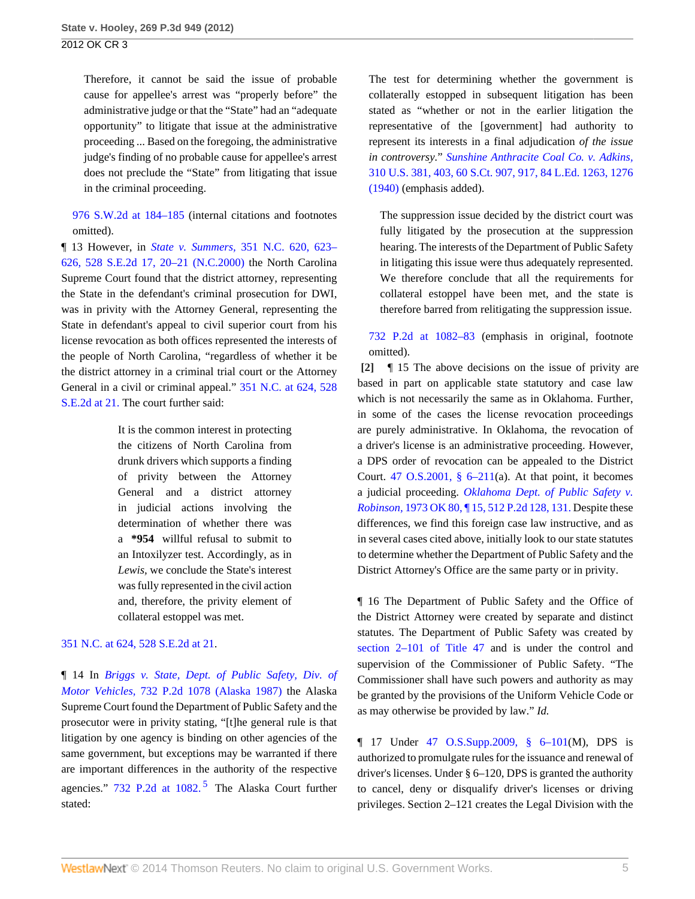> Therefore, it cannot be said the issue of probable cause for appellee's arrest was "properly before" the administrative judge or that the "State" had an "adequate opportunity" to litigate that issue at the administrative proceeding ... Based on the foregoing, the administrative judge's finding of no probable cause for appellee's arrest does not preclude the "State" from litigating that issue in the criminal proceeding.

976 S.W.2d at 184–185 (internal citations and footnotes omitted).

¶ 13 However, in *State v. Summers,* 351 N.C. 620, 623–626, 528 S.E.2d 17, 20–21 (N.C.2000) the North Carolina Supreme Court found that the district attorney, representing the State in the defendant's criminal prosecution for DWI, was in privity with the Attorney General, representing the State in defendant's appeal to civil superior court from his license revocation as both offices represented the interests of the people of North Carolina, "regardless of whether it be the district attorney in a criminal trial court or the Attorney General in a civil or criminal appeal." 351 N.C. at 624, 528 S.E.2d at 21. The court further said:

> It is the common interest in protecting the citizens of North Carolina from drunk drivers which supports a finding of privity between the Attorney General and a district attorney in judicial actions involving the determination of whether there was a **\*954** willful refusal to submit to an Intoxilyzer test. Accordingly, as in *Lewis,* we conclude the State's interest was fully represented in the civil action and, therefore, the privity element of collateral estoppel was met.

351 N.C. at 624, 528 S.E.2d at 21.

¶ 14 In *Briggs v. State, Dept. of Public Safety, Div. of Motor Vehicles,* 732 P.2d 1078 (Alaska 1987) the Alaska Supreme Court found the Department of Public Safety and the prosecutor were in privity stating, "[t]he general rule is that litigation by one agency is binding on other agencies of the same government, but exceptions may be warranted if there are important differences in the authority of the respective agencies." 732 P.2d at 1082.[5] The Alaska Court further stated:

> The test for determining whether the government is collaterally estopped in subsequent litigation has been stated as "whether or not in the earlier litigation the representative of the [government] had authority to represent its interests in a final adjudication *of the issue in controversy.*" *Sunshine Anthracite Coal Co. v. Adkins,* 310 U.S. 381, 403, 60 S.Ct. 907, 917, 84 L.Ed. 1263, 1276 (1940) (emphasis added).
>
> The suppression issue decided by the district court was fully litigated by the prosecution at the suppression hearing. The interests of the Department of Public Safety in litigating this issue were thus adequately represented. We therefore conclude that all the requirements for collateral estoppel have been met, and the state is therefore barred from relitigating the suppression issue.

732 P.2d at 1082–83 (emphasis in original, footnote omitted).

**[2]** ¶ 15 The above decisions on the issue of privity are based in part on applicable state statutory and case law which is not necessarily the same as in Oklahoma. Further, in some of the cases the license revocation proceedings are purely administrative. In Oklahoma, the revocation of a driver's license is an administrative proceeding. However, a DPS order of revocation can be appealed to the District Court. 47 O.S.2001, § 6–211(a). At that point, it becomes a judicial proceeding. *Oklahoma Dept. of Public Safety v. Robinson,* 1973 OK 80, ¶ 15, 512 P.2d 128, 131. Despite these differences, we find this foreign case law instructive, and as in several cases cited above, initially look to our state statutes to determine whether the Department of Public Safety and the District Attorney's Office are the same party or in privity.

¶ 16 The Department of Public Safety and the Office of the District Attorney were created by separate and distinct statutes. The Department of Public Safety was created by section 2–101 of Title 47 and is under the control and supervision of the Commissioner of Public Safety. "The Commissioner shall have such powers and authority as may be granted by the provisions of the Uniform Vehicle Code or as may otherwise be provided by law." *Id.*

¶ 17 Under 47 O.S.Supp.2009, § 6–101(M), DPS is authorized to promulgate rules for the issuance and renewal of driver's licenses. Under § 6–120, DPS is granted the authority to cancel, deny or disqualify driver's licenses or driving privileges. Section 2–121 creates the Legal Division with the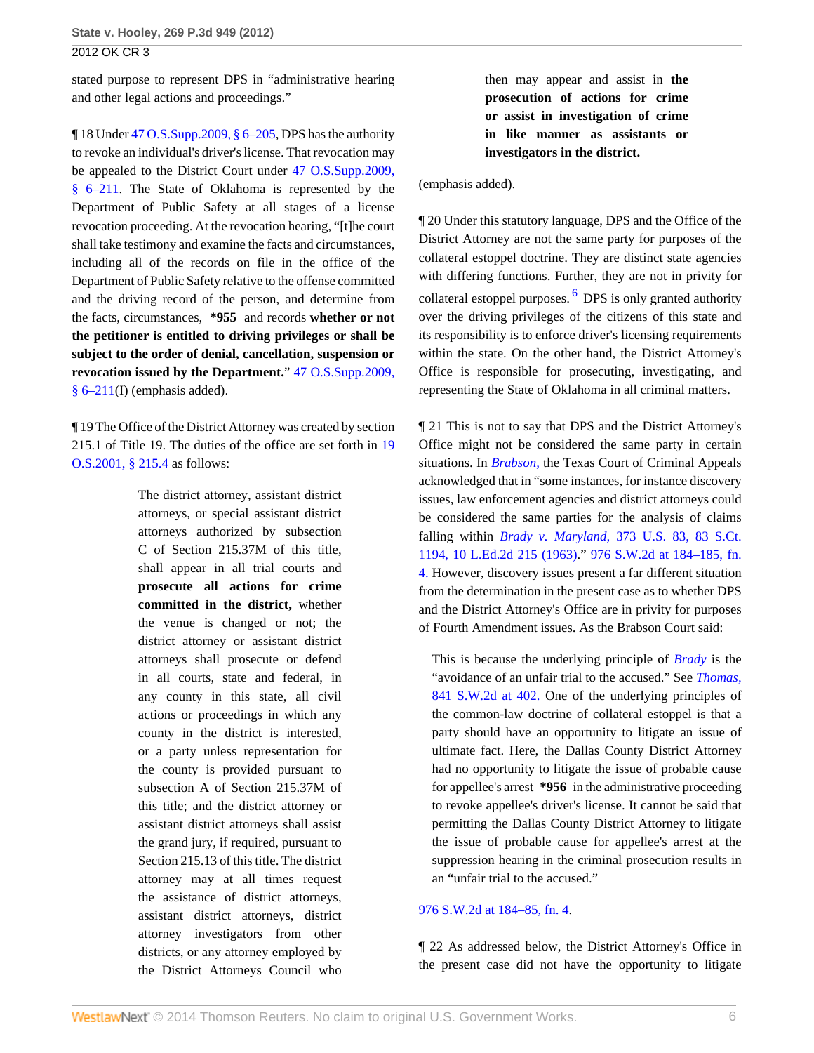stated purpose to represent DPS in "administrative hearing and other legal actions and proceedings."

¶ 18 Under 47 O.S.Supp.2009, § 6–205, DPS has the authority to revoke an individual's driver's license. That revocation may be appealed to the District Court under 47 O.S.Supp.2009, § 6–211. The State of Oklahoma is represented by the Department of Public Safety at all stages of a license revocation proceeding. At the revocation hearing, "[t]he court shall take testimony and examine the facts and circumstances, including all of the records on file in the office of the Department of Public Safety relative to the offense committed and the driving record of the person, and determine from the facts, circumstances, **\*955** and records **whether or not the petitioner is entitled to driving privileges or shall be subject to the order of denial, cancellation, suspension or revocation issued by the Department.**" 47 O.S.Supp.2009, § 6–211(I) (emphasis added).

¶ 19 The Office of the District Attorney was created by section 215.1 of Title 19. The duties of the office are set forth in 19 O.S.2001, § 215.4 as follows:

> The district attorney, assistant district attorneys, or special assistant district attorneys authorized by subsection C of Section 215.37M of this title, shall appear in all trial courts and **prosecute all actions for crime committed in the district,** whether the venue is changed or not; the district attorney or assistant district attorneys shall prosecute or defend in all courts, state and federal, in any county in this state, all civil actions or proceedings in which any county in the district is interested, or a party unless representation for the county is provided pursuant to subsection A of Section 215.37M of this title; and the district attorney or assistant district attorneys shall assist the grand jury, if required, pursuant to Section 215.13 of this title. The district attorney may at all times request the assistance of district attorneys, assistant district attorneys, district attorney investigators from other districts, or any attorney employed by the District Attorneys Council who then may appear and assist in **the prosecution of actions for crime or assist in investigation of crime in like manner as assistants or investigators in the district.**

(emphasis added).

¶ 20 Under this statutory language, DPS and the Office of the District Attorney are not the same party for purposes of the collateral estoppel doctrine. They are distinct state agencies with differing functions. Further, they are not in privity for collateral estoppel purposes.[6] DPS is only granted authority over the driving privileges of the citizens of this state and its responsibility is to enforce driver's licensing requirements within the state. On the other hand, the District Attorney's Office is responsible for prosecuting, investigating, and representing the State of Oklahoma in all criminal matters.

¶ 21 This is not to say that DPS and the District Attorney's Office might not be considered the same party in certain situations. In *Brabson,* the Texas Court of Criminal Appeals acknowledged that in "some instances, for instance discovery issues, law enforcement agencies and district attorneys could be considered the same parties for the analysis of claims falling within *Brady v. Maryland,* 373 U.S. 83, 83 S.Ct. 1194, 10 L.Ed.2d 215 (1963)." 976 S.W.2d at 184–185, fn. 4. However, discovery issues present a far different situation from the determination in the present case as to whether DPS and the District Attorney's Office are in privity for purposes of Fourth Amendment issues. As the Brabson Court said:

> This is because the underlying principle of *Brady* is the "avoidance of an unfair trial to the accused." See *Thomas,* 841 S.W.2d at 402. One of the underlying principles of the common-law doctrine of collateral estoppel is that a party should have an opportunity to litigate an issue of ultimate fact. Here, the Dallas County District Attorney had no opportunity to litigate the issue of probable cause for appellee's arrest **\*956** in the administrative proceeding to revoke appellee's driver's license. It cannot be said that permitting the Dallas County District Attorney to litigate the issue of probable cause for appellee's arrest at the suppression hearing in the criminal prosecution results in an "unfair trial to the accused."

976 S.W.2d at 184–85, fn. 4.

¶ 22 As addressed below, the District Attorney's Office in the present case did not have the opportunity to litigate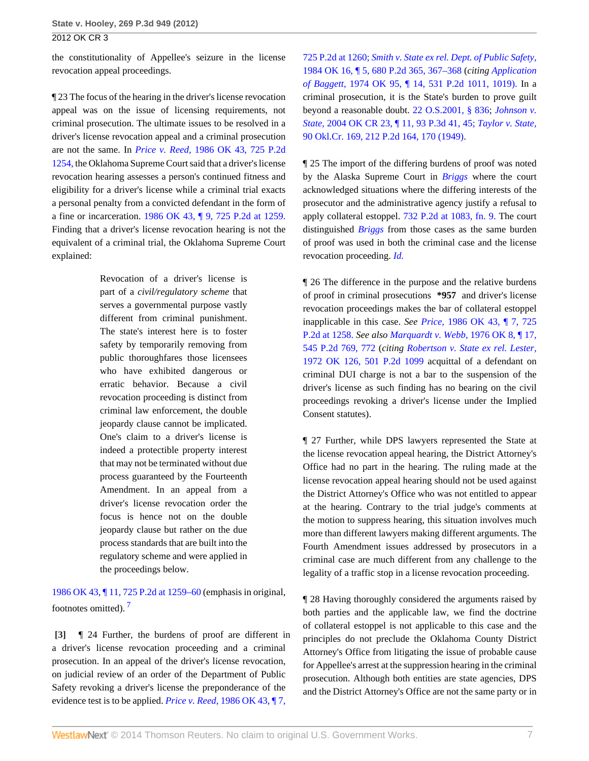the constitutionality of Appellee's seizure in the license revocation appeal proceedings.

¶ 23 The focus of the hearing in the driver's license revocation appeal was on the issue of licensing requirements, not criminal prosecution. The ultimate issues to be resolved in a driver's license revocation appeal and a criminal prosecution are not the same. In *Price v. Reed,* 1986 OK 43, 725 P.2d 1254, the Oklahoma Supreme Court said that a driver's license revocation hearing assesses a person's continued fitness and eligibility for a driver's license while a criminal trial exacts a personal penalty from a convicted defendant in the form of a fine or incarceration. 1986 OK 43, ¶ 9, 725 P.2d at 1259. Finding that a driver's license revocation hearing is not the equivalent of a criminal trial, the Oklahoma Supreme Court explained:

> Revocation of a driver's license is part of a *civil/regulatory scheme* that serves a governmental purpose vastly different from criminal punishment. The state's interest here is to foster safety by temporarily removing from public thoroughfares those licensees who have exhibited dangerous or erratic behavior. Because a civil revocation proceeding is distinct from criminal law enforcement, the double jeopardy clause cannot be implicated. One's claim to a driver's license is indeed a protectible property interest that may not be terminated without due process guaranteed by the Fourteenth Amendment. In an appeal from a driver's license revocation order the focus is hence not on the double jeopardy clause but rather on the due process standards that are built into the regulatory scheme and were applied in the proceedings below.

1986 OK 43, ¶ 11, 725 P.2d at 1259–60 (emphasis in original, footnotes omitted). [7]

**[3]** ¶ 24 Further, the burdens of proof are different in a driver's license revocation proceeding and a criminal prosecution. In an appeal of the driver's license revocation, on judicial review of an order of the Department of Public Safety revoking a driver's license the preponderance of the evidence test is to be applied. *Price v. Reed,* 1986 OK 43, ¶ 7, 725 P.2d at 1260; *Smith v. State ex rel. Dept. of Public Safety,* 1984 OK 16, ¶ 5, 680 P.2d 365, 367–368 (*citing Application of Baggett,* 1974 OK 95, ¶ 14, 531 P.2d 1011, 1019). In a criminal prosecution, it is the State's burden to prove guilt beyond a reasonable doubt. 22 O.S.2001, § 836; *Johnson v. State,* 2004 OK CR 23, ¶ 11, 93 P.3d 41, 45; *Taylor v. State,* 90 Okl.Cr. 169, 212 P.2d 164, 170 (1949).

¶ 25 The import of the differing burdens of proof was noted by the Alaska Supreme Court in *Briggs* where the court acknowledged situations where the differing interests of the prosecutor and the administrative agency justify a refusal to apply collateral estoppel. 732 P.2d at 1083, fn. 9. The court distinguished *Briggs* from those cases as the same burden of proof was used in both the criminal case and the license revocation proceeding. *Id.*

¶ 26 The difference in the purpose and the relative burdens of proof in criminal prosecutions **\*957** and driver's license revocation proceedings makes the bar of collateral estoppel inapplicable in this case. *See Price,* 1986 OK 43, ¶ 7, 725 P.2d at 1258. *See also Marquardt v. Webb,* 1976 OK 8, ¶ 17, 545 P.2d 769, 772 (*citing Robertson v. State ex rel. Lester,* 1972 OK 126, 501 P.2d 1099 acquittal of a defendant on criminal DUI charge is not a bar to the suspension of the driver's license as such finding has no bearing on the civil proceedings revoking a driver's license under the Implied Consent statutes).

¶ 27 Further, while DPS lawyers represented the State at the license revocation appeal hearing, the District Attorney's Office had no part in the hearing. The ruling made at the license revocation appeal hearing should not be used against the District Attorney's Office who was not entitled to appear at the hearing. Contrary to the trial judge's comments at the motion to suppress hearing, this situation involves much more than different lawyers making different arguments. The Fourth Amendment issues addressed by prosecutors in a criminal case are much different from any challenge to the legality of a traffic stop in a license revocation proceeding.

¶ 28 Having thoroughly considered the arguments raised by both parties and the applicable law, we find the doctrine of collateral estoppel is not applicable to this case and the principles do not preclude the Oklahoma County District Attorney's Office from litigating the issue of probable cause for Appellee's arrest at the suppression hearing in the criminal prosecution. Although both entities are state agencies, DPS and the District Attorney's Office are not the same party or in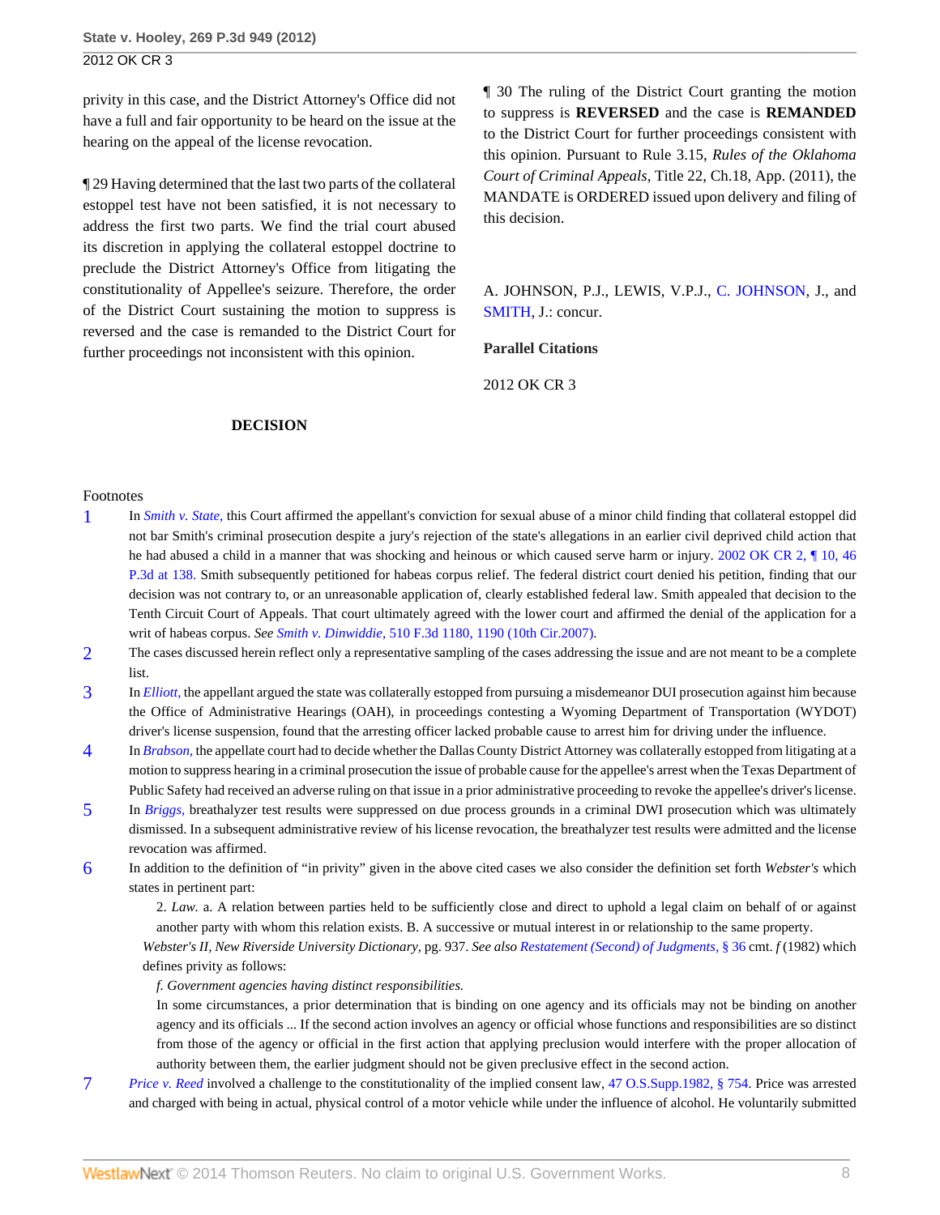privity in this case, and the District Attorney's Office did not have a full and fair opportunity to be heard on the issue at the hearing on the appeal of the license revocation.

¶ 29 Having determined that the last two parts of the collateral estoppel test have not been satisfied, it is not necessary to address the first two parts. We find the trial court abused its discretion in applying the collateral estoppel doctrine to preclude the District Attorney's Office from litigating the constitutionality of Appellee's seizure. Therefore, the order of the District Court sustaining the motion to suppress is reversed and the case is remanded to the District Court for further proceedings not inconsistent with this opinion.

## DECISION

¶ 30 The ruling of the District Court granting the motion to suppress is **REVERSED** and the case is **REMANDED** to the District Court for further proceedings consistent with this opinion. Pursuant to Rule 3.15, *Rules of the Oklahoma Court of Criminal Appeals*, Title 22, Ch.18, App. (2011), the MANDATE is ORDERED issued upon delivery and filing of this decision.

A. JOHNSON, P.J., LEWIS, V.P.J., C. JOHNSON, J., and SMITH, J.: concur.

**Parallel Citations**

2012 OK CR 3

Footnotes

1. In *Smith v. State,* this Court affirmed the appellant's conviction for sexual abuse of a minor child finding that collateral estoppel did not bar Smith's criminal prosecution despite a jury's rejection of the state's allegations in an earlier civil deprived child action that he had abused a child in a manner that was shocking and heinous or which caused serve harm or injury. 2002 OK CR 2, ¶ 10, 46 P.3d at 138. Smith subsequently petitioned for habeas corpus relief. The federal district court denied his petition, finding that our decision was not contrary to, or an unreasonable application of, clearly established federal law. Smith appealed that decision to the Tenth Circuit Court of Appeals. That court ultimately agreed with the lower court and affirmed the denial of the application for a writ of habeas corpus. *See Smith v. Dinwiddie,* 510 F.3d 1180, 1190 (10th Cir.2007).

2. The cases discussed herein reflect only a representative sampling of the cases addressing the issue and are not meant to be a complete list.

3. In *Elliott,* the appellant argued the state was collaterally estopped from pursuing a misdemeanor DUI prosecution against him because the Office of Administrative Hearings (OAH), in proceedings contesting a Wyoming Department of Transportation (WYDOT) driver's license suspension, found that the arresting officer lacked probable cause to arrest him for driving under the influence.

4. In *Brabson,* the appellate court had to decide whether the Dallas County District Attorney was collaterally estopped from litigating at a motion to suppress hearing in a criminal prosecution the issue of probable cause for the appellee's arrest when the Texas Department of Public Safety had received an adverse ruling on that issue in a prior administrative proceeding to revoke the appellee's driver's license.

5. In *Briggs,* breathalyzer test results were suppressed on due process grounds in a criminal DWI prosecution which was ultimately dismissed. In a subsequent administrative review of his license revocation, the breathalyzer test results were admitted and the license revocation was affirmed.

6. In addition to the definition of "in privity" given in the above cited cases we also consider the definition set forth *Webster's* which states in pertinent part:

   2. *Law.* a. A relation between parties held to be sufficiently close and direct to uphold a legal claim on behalf of or against another party with whom this relation exists. B. A successive or mutual interest in or relationship to the same property.

   *Webster's II, New Riverside University Dictionary,* pg. 937. *See also* Restatement (Second) of Judgments, § 36 cmt. *f* (1982) which defines privity as follows:

   *f. Government agencies having distinct responsibilities.*

   In some circumstances, a prior determination that is binding on one agency and its officials may not be binding on another agency and its officials ... If the second action involves an agency or official whose functions and responsibilities are so distinct from those of the agency or official in the first action that applying preclusion would interfere with the proper allocation of authority between them, the earlier judgment should not be given preclusive effect in the second action.

7. *Price v. Reed* involved a challenge to the constitutionality of the implied consent law, 47 O.S.Supp.1982, § 754. Price was arrested and charged with being in actual, physical control of a motor vehicle while under the influence of alcohol. He voluntarily submitted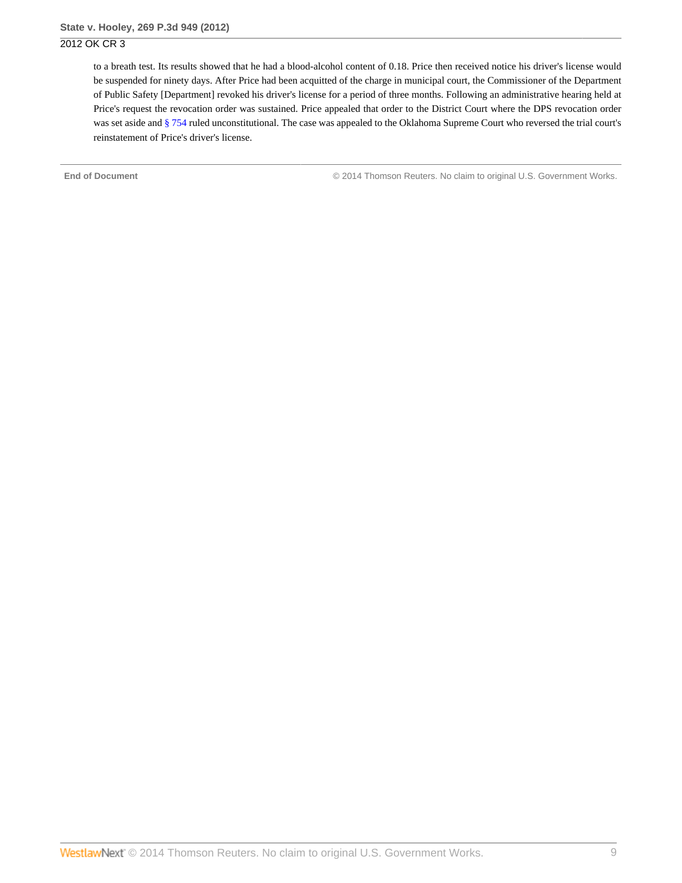to a breath test. Its results showed that he had a blood-alcohol content of 0.18. Price then received notice his driver's license would be suspended for ninety days. After Price had been acquitted of the charge in municipal court, the Commissioner of the Department of Public Safety [Department] revoked his driver's license for a period of three months. Following an administrative hearing held at Price's request the revocation order was sustained. Price appealed that order to the District Court where the DPS revocation order was set aside and § 754 ruled unconstitutional. The case was appealed to the Oklahoma Supreme Court who reversed the trial court's reinstatement of Price's driver's license.

**End of Document**